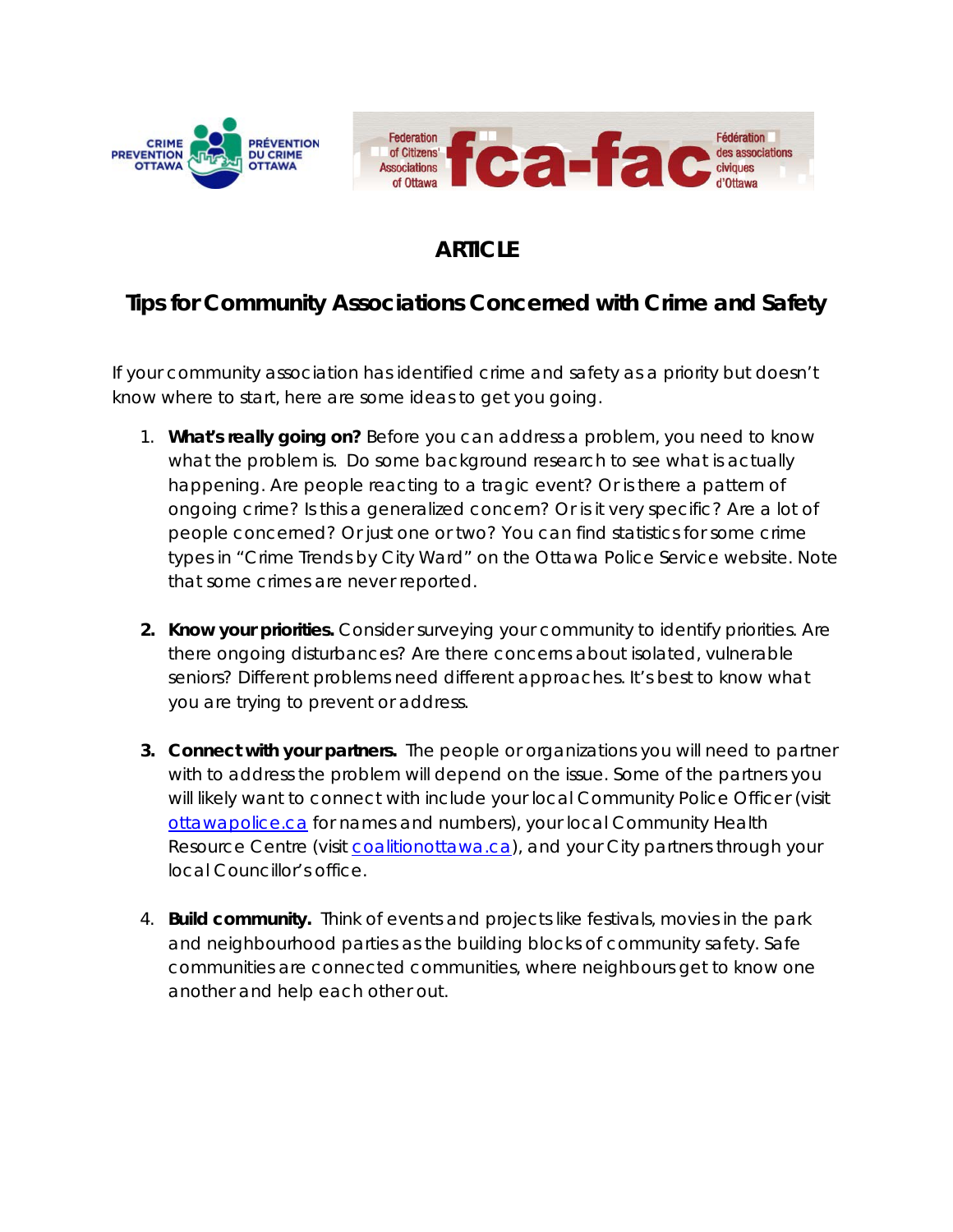CRIME PREVENTION OTTAWA | PRÉVENTION DU CRIME OTTAWA

Federation of Citizens' Associations of Ottawa fca-fac Fédération des associations civiques d'Ottawa

## ARTICLE

## Tips for Community Associations Concerned with Crime and Safety

If your community association has identified crime and safety as a priority but doesn't know where to start, here are some ideas to get you going.

1. **What's really going on?** Before you can address a problem, you need to know what the problem is. Do some background research to see what is actually happening. Are people reacting to a tragic event? Or is there a pattern of ongoing crime? Is this a generalized concern? Or is it very specific? Are a lot of people concerned? Or just one or two? You can find statistics for some crime types in "Crime Trends by City Ward" on the Ottawa Police Service website. Note that some crimes are never reported.

2. **Know your priorities.** Consider surveying your community to identify priorities. Are there ongoing disturbances? Are there concerns about isolated, vulnerable seniors? Different problems need different approaches. It's best to know what you are trying to prevent or address.

3. **Connect with your partners.** The people or organizations you will need to partner with to address the problem will depend on the issue. Some of the partners you will likely want to connect with include your local Community Police Officer (visit [ottawapolice.ca](http://ottawapolice.ca) for names and numbers), your local Community Health Resource Centre (visit [coalitionottawa.ca](http://coalitionottawa.ca)), and your City partners through your local Councillor's office.

4. **Build community.** Think of events and projects like festivals, movies in the park and neighbourhood parties as the building blocks of community safety. Safe communities are connected communities, where neighbours get to know one another and help each other out.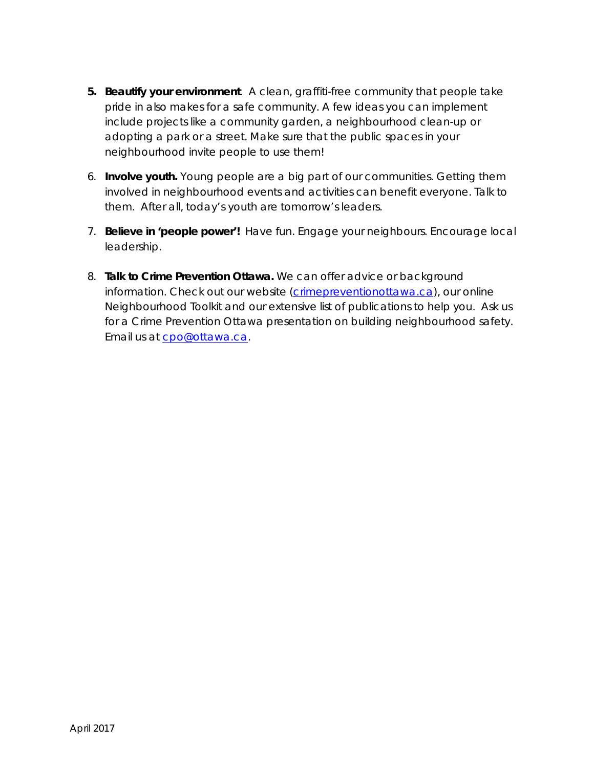5. **Beautify your environment**. A clean, graffiti-free community that people take pride in also makes for a safe community. A few ideas you can implement include projects like a community garden, a neighbourhood clean-up or adopting a park or a street. Make sure that the public spaces in your neighbourhood invite people to use them!

6. **Involve youth.** Young people are a big part of our communities. Getting them involved in neighbourhood events and activities can benefit everyone. Talk to them. After all, today's youth are tomorrow's leaders.

7. **Believe in 'people power'!** Have fun. Engage your neighbours. Encourage local leadership.

8. **Talk to Crime Prevention Ottawa.** We can offer advice or background information. Check out our website ([crimepreventionottawa.ca](http://crimepreventionottawa.ca)), our online Neighbourhood Toolkit and our extensive list of publications to help you. Ask us for a Crime Prevention Ottawa presentation on building neighbourhood safety. Email us at [cpo@ottawa.ca](mailto:cpo@ottawa.ca).

April 2017